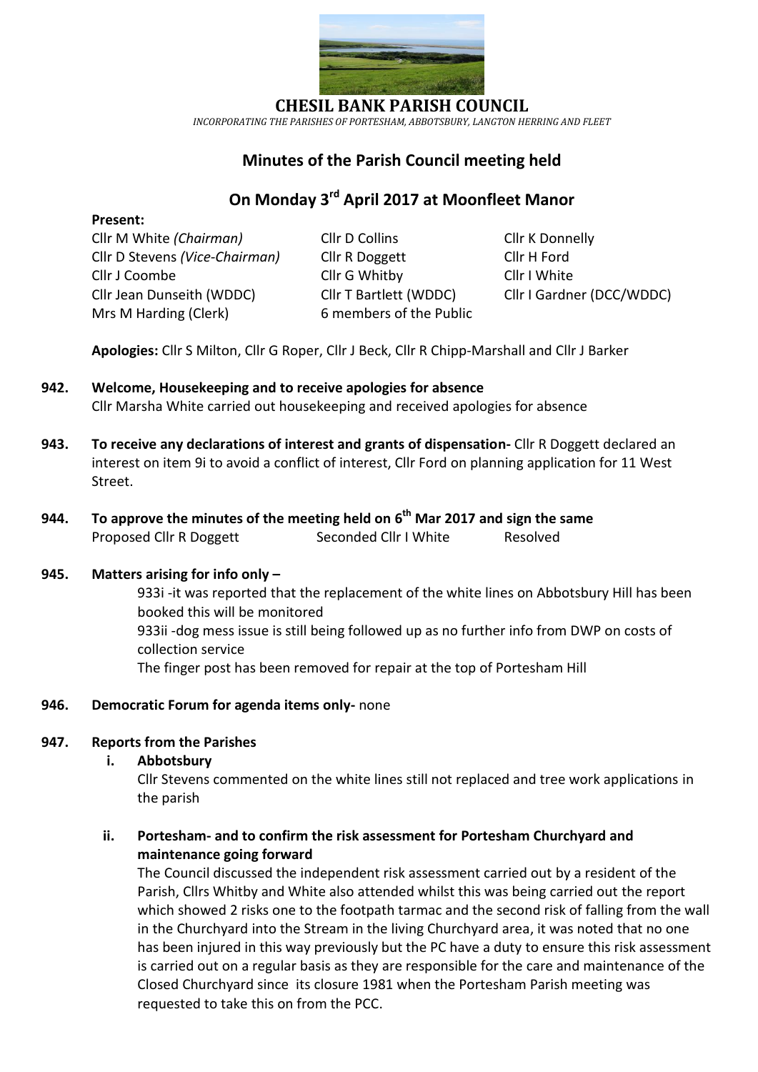# CHESIL BANK PARISH COUNCIL

*INCORPORATING THE PARISHES OF PORTESHAM, ABBOTSBURY, LANGTON HERRING AND FLEET*

## Minutes of the Parish Council meeting held

## On Monday 3rd April 2017 at Moonfleet Manor

**Present:**

| | | |
|---|---|---|
| Cllr M White *(Chairman)* | Cllr D Collins | Cllr K Donnelly |
| Cllr D Stevens *(Vice-Chairman)* | Cllr R Doggett | Cllr H Ford |
| Cllr J Coombe | Cllr G Whitby | Cllr I White |
| Cllr Jean Dunseith (WDDC) | Cllr T Bartlett (WDDC) | Cllr I Gardner (DCC/WDDC) |
| Mrs M Harding (Clerk) | 6 members of the Public | |

**Apologies:** Cllr S Milton, Cllr G Roper, Cllr J Beck, Cllr R Chipp-Marshall and Cllr J Barker

**942. Welcome, Housekeeping and to receive apologies for absence**

Cllr Marsha White carried out housekeeping and received apologies for absence

**943. To receive any declarations of interest and grants of dispensation-** Cllr R Doggett declared an interest on item 9i to avoid a conflict of interest, Cllr Ford on planning application for 11 West Street.

**944. To approve the minutes of the meeting held on 6th Mar 2017 and sign the same**

Proposed Cllr R Doggett Seconded Cllr I White Resolved

**945. Matters arising for info only –**

933i -it was reported that the replacement of the white lines on Abbotsbury Hill has been booked this will be monitored

933ii -dog mess issue is still being followed up as no further info from DWP on costs of collection service

The finger post has been removed for repair at the top of Portesham Hill

**946. Democratic Forum for agenda items only-** none

**947. Reports from the Parishes**

**i. Abbotsbury**

Cllr Stevens commented on the white lines still not replaced and tree work applications in the parish

**ii. Portesham- and to confirm the risk assessment for Portesham Churchyard and maintenance going forward**

The Council discussed the independent risk assessment carried out by a resident of the Parish, Cllrs Whitby and White also attended whilst this was being carried out the report which showed 2 risks one to the footpath tarmac and the second risk of falling from the wall in the Churchyard into the Stream in the living Churchyard area, it was noted that no one has been injured in this way previously but the PC have a duty to ensure this risk assessment is carried out on a regular basis as they are responsible for the care and maintenance of the Closed Churchyard since its closure 1981 when the Portesham Parish meeting was requested to take this on from the PCC.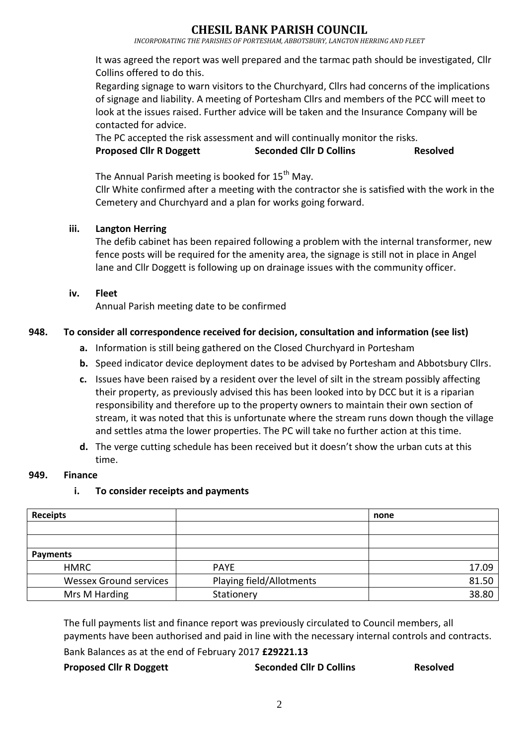It was agreed the report was well prepared and the tarmac path should be investigated, Cllr Collins offered to do this.

Regarding signage to warn visitors to the Churchyard, Cllrs had concerns of the implications of signage and liability. A meeting of Portesham Cllrs and members of the PCC will meet to look at the issues raised. Further advice will be taken and the Insurance Company will be contacted for advice.

The PC accepted the risk assessment and will continually monitor the risks.

**Proposed Cllr R Doggett** **Seconded Cllr D Collins** **Resolved**

The Annual Parish meeting is booked for 15th May.

Cllr White confirmed after a meeting with the contractor she is satisfied with the work in the Cemetery and Churchyard and a plan for works going forward.

**iii. Langton Herring**

The defib cabinet has been repaired following a problem with the internal transformer, new fence posts will be required for the amenity area, the signage is still not in place in Angel lane and Cllr Doggett is following up on drainage issues with the community officer.

**iv. Fleet**

Annual Parish meeting date to be confirmed

**948. To consider all correspondence received for decision, consultation and information (see list)**

- **a.** Information is still being gathered on the Closed Churchyard in Portesham
- **b.** Speed indicator device deployment dates to be advised by Portesham and Abbotsbury Cllrs.
- **c.** Issues have been raised by a resident over the level of silt in the stream possibly affecting their property, as previously advised this has been looked into by DCC but it is a riparian responsibility and therefore up to the property owners to maintain their own section of stream, it was noted that this is unfortunate where the stream runs down though the village and settles atma the lower properties. The PC will take no further action at this time.
- **d.** The verge cutting schedule has been received but it doesn't show the urban cuts at this time.

**949. Finance**

**i. To consider receipts and payments**

| **Receipts** | | **none** |
|---|---|---|
| | | |
| | | |
| **Payments** | | |
| HMRC | PAYE | 17.09 |
| Wessex Ground services | Playing field/Allotments | 81.50 |
| Mrs M Harding | Stationery | 38.80 |

The full payments list and finance report was previously circulated to Council members, all payments have been authorised and paid in line with the necessary internal controls and contracts.

Bank Balances as at the end of February 2017 **£29221.13**

**Proposed Cllr R Doggett** **Seconded Cllr D Collins** **Resolved**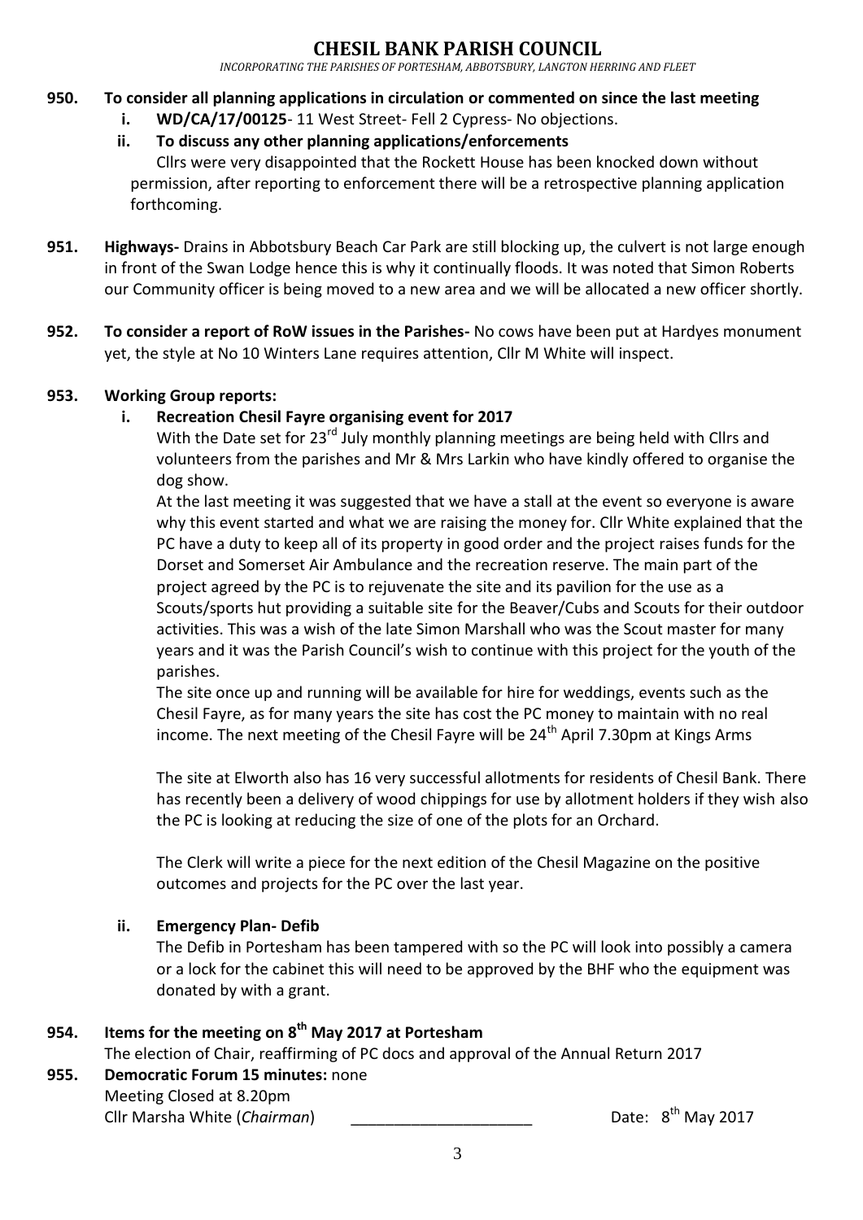# CHESIL BANK PARISH COUNCIL

*INCORPORATING THE PARISHES OF PORTESHAM, ABBOTSBURY, LANGTON HERRING AND FLEET*

**950. To consider all planning applications in circulation or commented on since the last meeting**

**i. WD/CA/17/00125**- 11 West Street- Fell 2 Cypress- No objections.

**ii. To discuss any other planning applications/enforcements**

Cllrs were very disappointed that the Rockett House has been knocked down without permission, after reporting to enforcement there will be a retrospective planning application forthcoming.

**951. Highways-** Drains in Abbotsbury Beach Car Park are still blocking up, the culvert is not large enough in front of the Swan Lodge hence this is why it continually floods. It was noted that Simon Roberts our Community officer is being moved to a new area and we will be allocated a new officer shortly.

**952. To consider a report of RoW issues in the Parishes-** No cows have been put at Hardyes monument yet, the style at No 10 Winters Lane requires attention, Cllr M White will inspect.

**953. Working Group reports:**

**i. Recreation Chesil Fayre organising event for 2017**

With the Date set for 23rd July monthly planning meetings are being held with Cllrs and volunteers from the parishes and Mr & Mrs Larkin who have kindly offered to organise the dog show.

At the last meeting it was suggested that we have a stall at the event so everyone is aware why this event started and what we are raising the money for. Cllr White explained that the PC have a duty to keep all of its property in good order and the project raises funds for the Dorset and Somerset Air Ambulance and the recreation reserve. The main part of the project agreed by the PC is to rejuvenate the site and its pavilion for the use as a Scouts/sports hut providing a suitable site for the Beaver/Cubs and Scouts for their outdoor activities. This was a wish of the late Simon Marshall who was the Scout master for many years and it was the Parish Council's wish to continue with this project for the youth of the parishes.

The site once up and running will be available for hire for weddings, events such as the Chesil Fayre, as for many years the site has cost the PC money to maintain with no real income. The next meeting of the Chesil Fayre will be 24th April 7.30pm at Kings Arms

The site at Elworth also has 16 very successful allotments for residents of Chesil Bank. There has recently been a delivery of wood chippings for use by allotment holders if they wish also the PC is looking at reducing the size of one of the plots for an Orchard.

The Clerk will write a piece for the next edition of the Chesil Magazine on the positive outcomes and projects for the PC over the last year.

**ii. Emergency Plan- Defib**

The Defib in Portesham has been tampered with so the PC will look into possibly a camera or a lock for the cabinet this will need to be approved by the BHF who the equipment was donated by with a grant.

**954. Items for the meeting on 8th May 2017 at Portesham**

The election of Chair, reaffirming of PC docs and approval of the Annual Return 2017

**955. Democratic Forum 15 minutes:** none

Meeting Closed at 8.20pm

Cllr Marsha White (*Chairman*) \_\_\_\_\_\_\_\_\_\_\_\_\_\_\_\_\_\_\_\_\_\_ Date: 8th May 2017